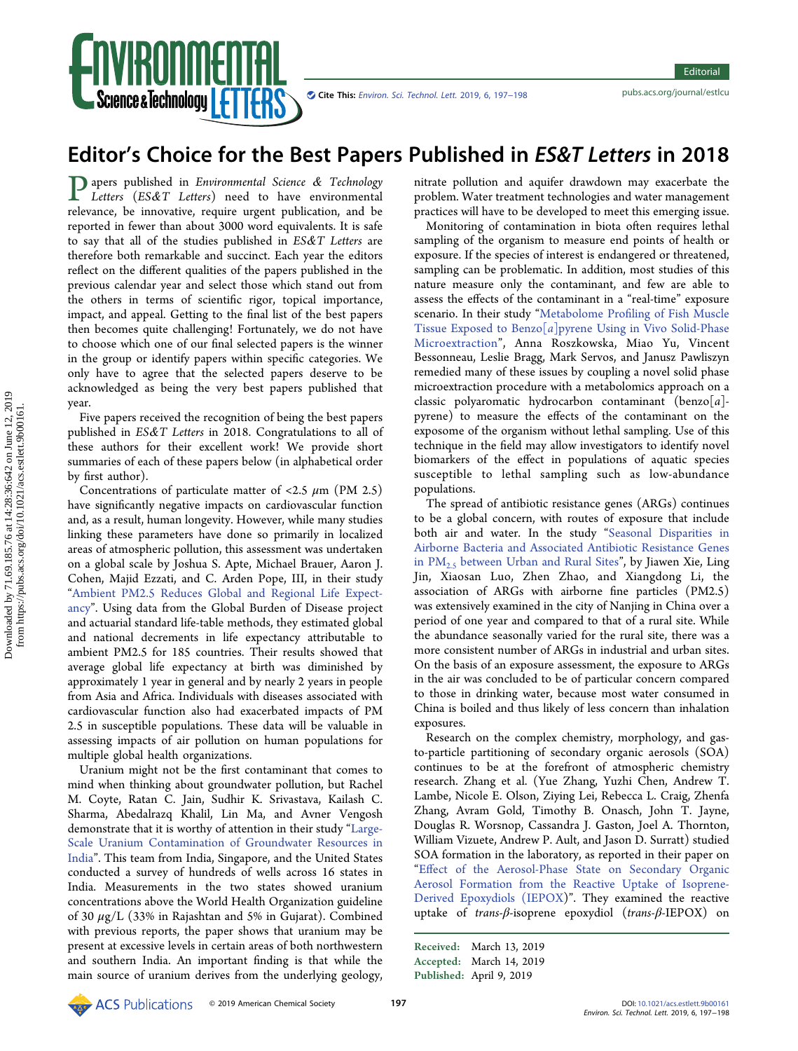# Editor's Choice for the Best Papers Published in *ES&T Letters* in 2018

Papers published in *Environmental Science & Technology Letters* (*ES&T Letters*) need to have environmental relevance, be innovative, require urgent publication, and be reported in fewer than about 3000 word equivalents. It is safe to say that all of the studies published in *ES&T Letters* are therefore both remarkable and succinct. Each year the editors reflect on the different qualities of the papers published in the previous calendar year and select those which stand out from the others in terms of scientific rigor, topical importance, impact, and appeal. Getting to the final list of the best papers then becomes quite challenging! Fortunately, we do not have to choose which one of our final selected papers is the winner in the group or identify papers within specific categories. We only have to agree that the selected papers deserve to be acknowledged as being the very best papers published that year.

Five papers received the recognition of being the best papers published in *ES&T Letters* in 2018. Congratulations to all of these authors for their excellent work! We provide short summaries of each of these papers below (in alphabetical order by first author).

Concentrations of particulate matter of <2.5 $\mu$m (PM 2.5) have significantly negative impacts on cardiovascular function and, as a result, human longevity. However, while many studies linking these parameters have done so primarily in localized areas of atmospheric pollution, this assessment was undertaken on a global scale by Joshua S. Apte, Michael Brauer, Aaron J. Cohen, Majid Ezzati, and C. Arden Pope, III, in their study "Ambient PM2.5 Reduces Global and Regional Life Expectancy". Using data from the Global Burden of Disease project and actuarial standard life-table methods, they estimated global and national decrements in life expectancy attributable to ambient PM2.5 for 185 countries. Their results showed that average global life expectancy at birth was diminished by approximately 1 year in general and by nearly 2 years in people from Asia and Africa. Individuals with diseases associated with cardiovascular function also had exacerbated impacts of PM 2.5 in susceptible populations. These data will be valuable in assessing impacts of air pollution on human populations for multiple global health organizations.

Uranium might not be the first contaminant that comes to mind when thinking about groundwater pollution, but Rachel M. Coyte, Ratan C. Jain, Sudhir K. Srivastava, Kailash C. Sharma, Abedalrazq Khalil, Lin Ma, and Avner Vengosh demonstrate that it is worthy of attention in their study "Large-Scale Uranium Contamination of Groundwater Resources in India". This team from India, Singapore, and the United States conducted a survey of hundreds of wells across 16 states in India. Measurements in the two states showed uranium concentrations above the World Health Organization guideline of 30 $\mu$g/L (33% in Rajashtan and 5% in Gujarat). Combined with previous reports, the paper shows that uranium may be present at excessive levels in certain areas of both northwestern and southern India. An important finding is that while the main source of uranium derives from the underlying geology, nitrate pollution and aquifer drawdown may exacerbate the problem. Water treatment technologies and water management practices will have to be developed to meet this emerging issue.

Monitoring of contamination in biota often requires lethal sampling of the organism to measure end points of health or exposure. If the species of interest is endangered or threatened, sampling can be problematic. In addition, most studies of this nature measure only the contaminant, and few are able to assess the effects of the contaminant in a "real-time" exposure scenario. In their study "Metabolome Profiling of Fish Muscle Tissue Exposed to Benzo[*a*]pyrene Using in Vivo Solid-Phase Microextraction", Anna Roszkowska, Miao Yu, Vincent Bessonneau, Leslie Bragg, Mark Servos, and Janusz Pawliszyn remedied many of these issues by coupling a novel solid phase microextraction procedure with a metabolomics approach on a classic polyaromatic hydrocarbon contaminant (benzo[*a*]-pyrene) to measure the effects of the contaminant on the exposome of the organism without lethal sampling. Use of this technique in the field may allow investigators to identify novel biomarkers of the effect in populations of aquatic species susceptible to lethal sampling such as low-abundance populations.

The spread of antibiotic resistance genes (ARGs) continues to be a global concern, with routes of exposure that include both air and water. In the study "Seasonal Disparities in Airborne Bacteria and Associated Antibiotic Resistance Genes in $PM_{2.5}$ between Urban and Rural Sites", by Jiawen Xie, Ling Jin, Xiaosan Luo, Zhen Zhao, and Xiangdong Li, the association of ARGs with airborne fine particles (PM2.5) was extensively examined in the city of Nanjing in China over a period of one year and compared to that of a rural site. While the abundance seasonally varied for the rural site, there was a more consistent number of ARGs in industrial and urban sites. On the basis of an exposure assessment, the exposure to ARGs in the air was concluded to be of particular concern compared to those in drinking water, because most water consumed in China is boiled and thus likely of less concern than inhalation exposures.

Research on the complex chemistry, morphology, and gas-to-particle partitioning of secondary organic aerosols (SOA) continues to be at the forefront of atmospheric chemistry research. Zhang et al. (Yue Zhang, Yuzhi Chen, Andrew T. Lambe, Nicole E. Olson, Ziying Lei, Rebecca L. Craig, Zhenfa Zhang, Avram Gold, Timothy B. Onasch, John T. Jayne, Douglas R. Worsnop, Cassandra J. Gaston, Joel A. Thornton, William Vizuete, Andrew P. Ault, and Jason D. Surratt) studied SOA formation in the laboratory, as reported in their paper on "Effect of the Aerosol-Phase State on Secondary Organic Aerosol Formation from the Reactive Uptake of Isoprene-Derived Epoxydiols (IEPOX)". They examined the reactive uptake of *trans*-$\beta$-isoprene epoxydiol (*trans*-$\beta$-IEPOX) on

Received: March 13, 2019
Accepted: March 14, 2019
Published: April 9, 2019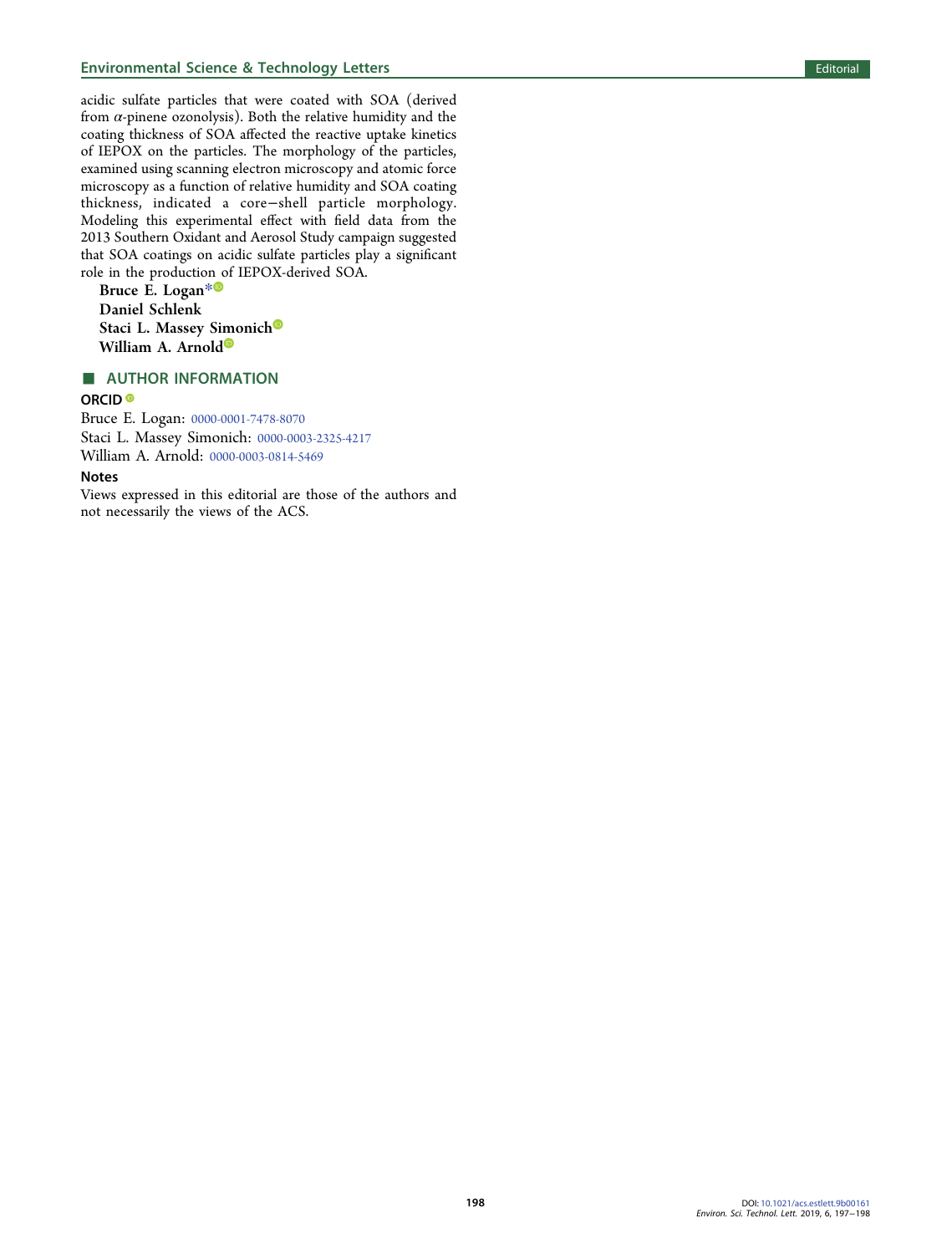acidic sulfate particles that were coated with SOA (derived from $\alpha$-pinene ozonolysis). Both the relative humidity and the coating thickness of SOA affected the reactive uptake kinetics of IEPOX on the particles. The morphology of the particles, examined using scanning electron microscopy and atomic force microscopy as a function of relative humidity and SOA coating thickness, indicated a core−shell particle morphology. Modeling this experimental effect with field data from the 2013 Southern Oxidant and Aerosol Study campaign suggested that SOA coatings on acidic sulfate particles play a significant role in the production of IEPOX-derived SOA.

**Bruce E. Logan***
**Daniel Schlenk**
**Staci L. Massey Simonich**
**William A. Arnold**

## AUTHOR INFORMATION

### ORCID

Bruce E. Logan: 0000-0001-7478-8070
Staci L. Massey Simonich: 0000-0003-2325-4217
William A. Arnold: 0000-0003-0814-5469

### Notes

Views expressed in this editorial are those of the authors and not necessarily the views of the ACS.